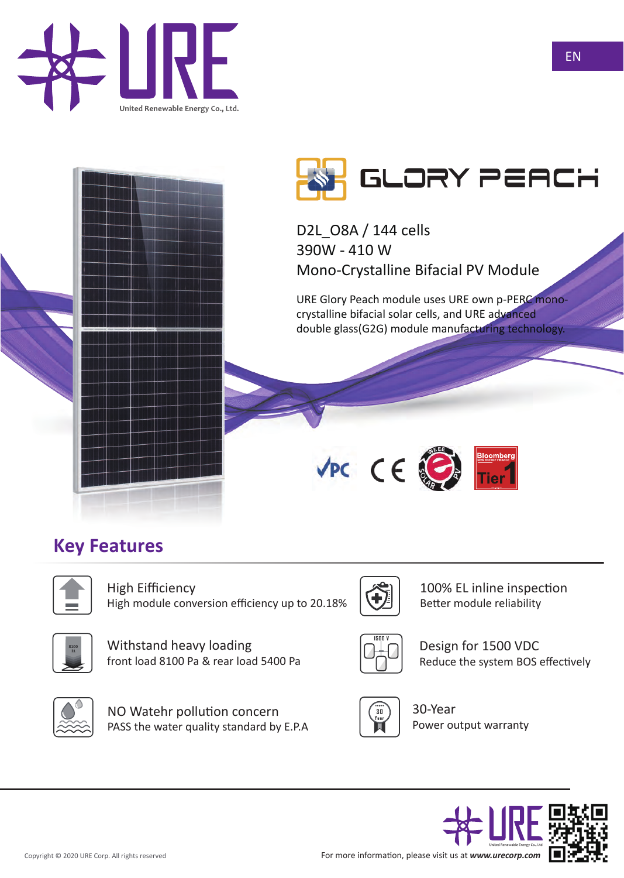# URE

United Renewable Energy Co., Ltd.

EN

## GLORY PEACH

D2L_O8A / 144 cells
390W - 410 W
Mono-Crystalline Bifacial PV Module

URE Glory Peach module uses URE own p-PERC mono-crystalline bifacial solar cells, and URE advanced double glass(G2G) module manufacturing technology.

## Key Features

**High Efficiency**
High module conversion efficiency up to 20.18%

**100% EL inline inspection**
Better module reliability

**Withstand heavy loading**
front load 8100 Pa & rear load 5400 Pa

**Design for 1500 VDC**
Reduce the system BOS effectively

**NO Watehr pollution concern**
PASS the water quality standard by E.P.A

**30-Year**
Power output warranty

Copyright © 2020 URE Corp. All rights reserved

For more information, please visit us at ***www.urecorp.com***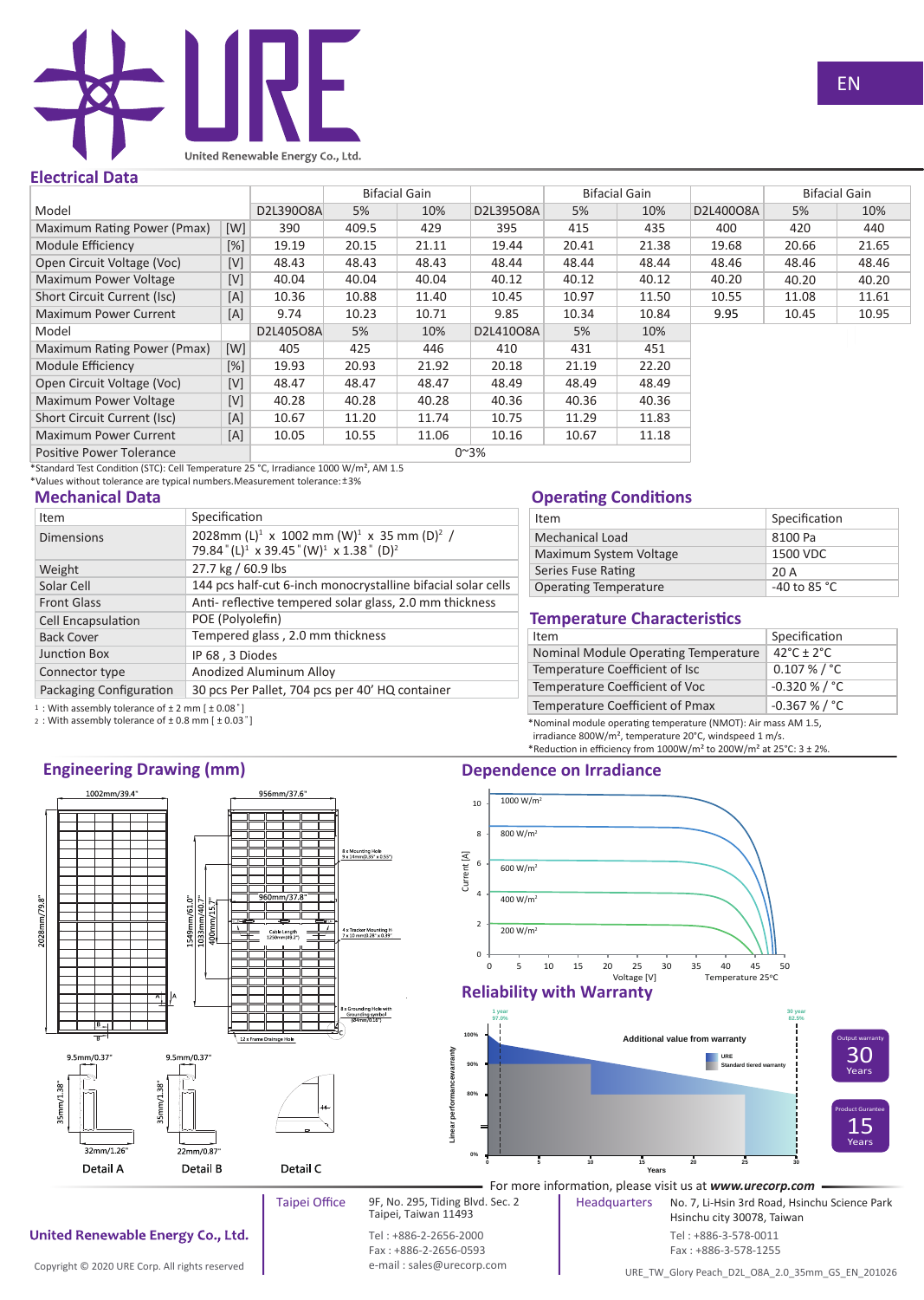United Renewable Energy Co., Ltd.

EN

## Electrical Data

| | | | Bifacial Gain | | | Bifacial Gain | | | Bifacial Gain | |
|---|---|---|---|---|---|---|---|---|---|---|
| Model | | D2L390O8A | 5% | 10% | D2L395O8A | 5% | 10% | D2L400O8A | 5% | 10% |
| Maximum Rating Power (Pmax) | [W] | 390 | 409.5 | 429 | 395 | 415 | 435 | 400 | 420 | 440 |
| Module Efficiency | [%] | 19.19 | 20.15 | 21.11 | 19.44 | 20.41 | 21.38 | 19.68 | 20.66 | 21.65 |
| Open Circuit Voltage (Voc) | [V] | 48.43 | 48.43 | 48.43 | 48.44 | 48.44 | 48.44 | 48.46 | 48.46 | 48.46 |
| Maximum Power Voltage | [V] | 40.04 | 40.04 | 40.04 | 40.12 | 40.12 | 40.12 | 40.20 | 40.20 | 40.20 |
| Short Circuit Current (Isc) | [A] | 10.36 | 10.88 | 11.40 | 10.45 | 10.97 | 11.50 | 10.55 | 11.08 | 11.61 |
| Maximum Power Current | [A] | 9.74 | 10.23 | 10.71 | 9.85 | 10.34 | 10.84 | 9.95 | 10.45 | 10.95 |
| Model | | D2L405O8A | 5% | 10% | D2L410O8A | 5% | 10% | | | |
| Maximum Rating Power (Pmax) | [W] | 405 | 425 | 446 | 410 | 431 | 451 | | | |
| Module Efficiency | [%] | 19.93 | 20.93 | 21.92 | 20.18 | 21.19 | 22.20 | | | |
| Open Circuit Voltage (Voc) | [V] | 48.47 | 48.47 | 48.47 | 48.49 | 48.49 | 48.49 | | | |
| Maximum Power Voltage | [V] | 40.28 | 40.28 | 40.28 | 40.36 | 40.36 | 40.36 | | | |
| Short Circuit Current (Isc) | [A] | 10.67 | 11.20 | 11.74 | 10.75 | 11.29 | 11.83 | | | |
| Maximum Power Current | [A] | 10.05 | 10.55 | 11.06 | 10.16 | 10.67 | 11.18 | | | |
| Positive Power Tolerance | | 0~3% | | | | | | | | |

*Standard Test Condition (STC): Cell Temperature 25 °C, Irradiance 1000 W/m², AM 1.5
*Values without tolerance are typical numbers.Measurement tolerance:±3%

## Mechanical Data

| Item | Specification |
|---|---|
| Dimensions | 2028mm (L)[1] x 1002 mm (W)[1] x 35 mm (D)[2] / 79.84"(L)[1] x 39.45"(W)[1] x 1.38" (D)[2] |
| Weight | 27.7 kg / 60.9 lbs |
| Solar Cell | 144 pcs half-cut 6-inch monocrystalline bifacial solar cells |
| Front Glass | Anti- reflective tempered solar glass, 2.0 mm thickness |
| Cell Encapsulation | POE (Polyolefin) |
| Back Cover | Tempered glass , 2.0 mm thickness |
| Junction Box | IP 68 , 3 Diodes |
| Connector type | Anodized Aluminum Alloy |
| Packaging Configuration | 30 pcs Per Pallet, 704 pcs per 40' HQ container |

1 : With assembly tolerance of ± 2 mm [ ± 0.08" ]
2 : With assembly tolerance of ± 0.8 mm [ ± 0.03" ]

## Operating Conditions

| Item | Specification |
|---|---|
| Mechanical Load | 8100 Pa |
| Maximum System Voltage | 1500 VDC |
| Series Fuse Rating | 20 A |
| Operating Temperature | -40 to 85 °C |

## Temperature Characteristics

| Item | Specification |
|---|---|
| Nominal Module Operating Temperature | 42°C ± 2°C |
| Temperature Coefficient of Isc | 0.107 % / °C |
| Temperature Coefficient of Voc | -0.320 % / °C |
| Temperature Coefficient of Pmax | -0.367 % / °C |

*Nominal module operating temperature (NMOT): Air mass AM 1.5, irradiance 800W/m², temperature 20°C, windspeed 1 m/s.
*Reduction in efficiency from 1000W/m² to 200W/m² at 25°C: 3 ± 2%.

## Engineering Drawing (mm)

1002mm/39.4"
956mm/37.6"
960mm/37.8"
2028mm/79.8"
1549mm/61.0"
1033mm/40.7"
400mm/15.7"
8 x Mounting Hole 9 x 14mm(0.35" x 0.55")
Cable Length 1250mm(49.2")
4 x Tracker Mounting H 7 x 10 mm(0.28" x 0.39")
8 x Grounding Hole with Grounding symbol Ø4mm(0.16")
12 x Frame Drainage Hole
9.5mm/0.37"
35mm/1.38"
32mm/1.26"
22mm/0.87"
Detail A
Detail B
Detail C

## Dependence on Irradiance

1000 W/m²
800 W/m²
600 W/m²
400 W/m²
200 W/m²
Current [A]
Voltage [V]
Temperature 25°C

## Reliability with Warranty

1 year 97.0%
30 year 82.5%
Additional value from warranty
URE
Standard tiered warranty
Linear performance warranty
Years

Output warranty **30** Years

Product Gurantee **15** Years

For more information, please visit us at ***www.urecorp.com***

**United Renewable Energy Co., Ltd.**

Copyright © 2020 URE Corp. All rights reserved

**Taipei Office**
9F, No. 295, Tiding Blvd. Sec. 2
Taipei, Taiwan 11493
Tel : +886-2-2656-2000
Fax : +886-2-2656-0593
e-mail : sales@urecorp.com

**Headquarters**
No. 7, Li-Hsin 3rd Road, Hsinchu Science Park
Hsinchu city 30078, Taiwan
Tel : +886-3-578-0011
Fax : +886-3-578-1255

URE_TW_Glory Peach_D2L_O8A_2.0_35mm_GS_EN_201026